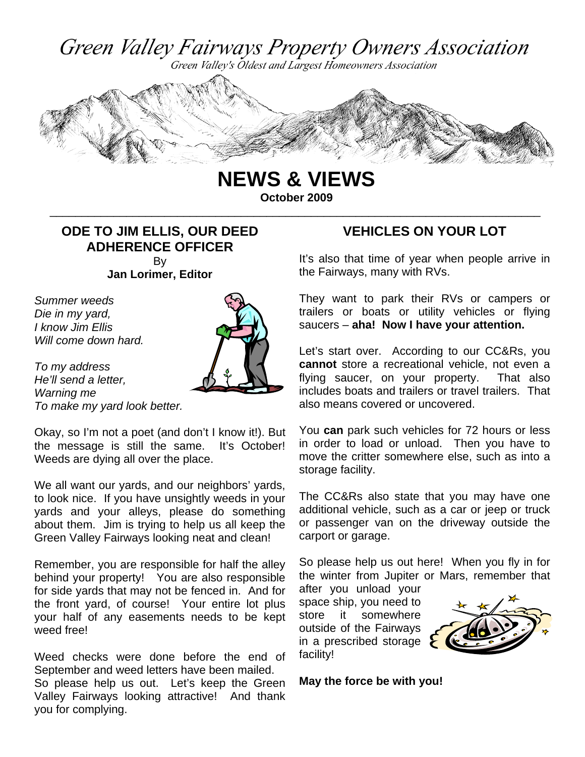# Green Valley Fairways Property Owners Association

*Green Valley's Oldest and Largest Homeowners Association*

# NEWS & VIEWS

**October 2009**

## ODE TO JIM ELLIS, OUR DEED ADHERENCE OFFICER

By
**Jan Lorimer, Editor**

*Summer weeds*
*Die in my yard,*
*I know Jim Ellis*
*Will come down hard.*

*To my address*
*He'll send a letter,*
*Warning me*
*To make my yard look better.*

Okay, so I'm not a poet (and don't I know it!). But the message is still the same. It's October! Weeds are dying all over the place.

We all want our yards, and our neighbors' yards, to look nice. If you have unsightly weeds in your yards and your alleys, please do something about them. Jim is trying to help us all keep the Green Valley Fairways looking neat and clean!

Remember, you are responsible for half the alley behind your property! You are also responsible for side yards that may not be fenced in. And for the front yard, of course! Your entire lot plus your half of any easements needs to be kept weed free!

Weed checks were done before the end of September and weed letters have been mailed. So please help us out. Let's keep the Green Valley Fairways looking attractive! And thank you for complying.

## VEHICLES ON YOUR LOT

It's also that time of year when people arrive in the Fairways, many with RVs.

They want to park their RVs or campers or trailers or boats or utility vehicles or flying saucers – **aha! Now I have your attention.**

Let's start over. According to our CC&Rs, you **cannot** store a recreational vehicle, not even a flying saucer, on your property. That also includes boats and trailers or travel trailers. That also means covered or uncovered.

You **can** park such vehicles for 72 hours or less in order to load or unload. Then you have to move the critter somewhere else, such as into a storage facility.

The CC&Rs also state that you may have one additional vehicle, such as a car or jeep or truck or passenger van on the driveway outside the carport or garage.

So please help us out here! When you fly in for the winter from Jupiter or Mars, remember that after you unload your space ship, you need to store it somewhere outside of the Fairways in a prescribed storage facility!

**May the force be with you!**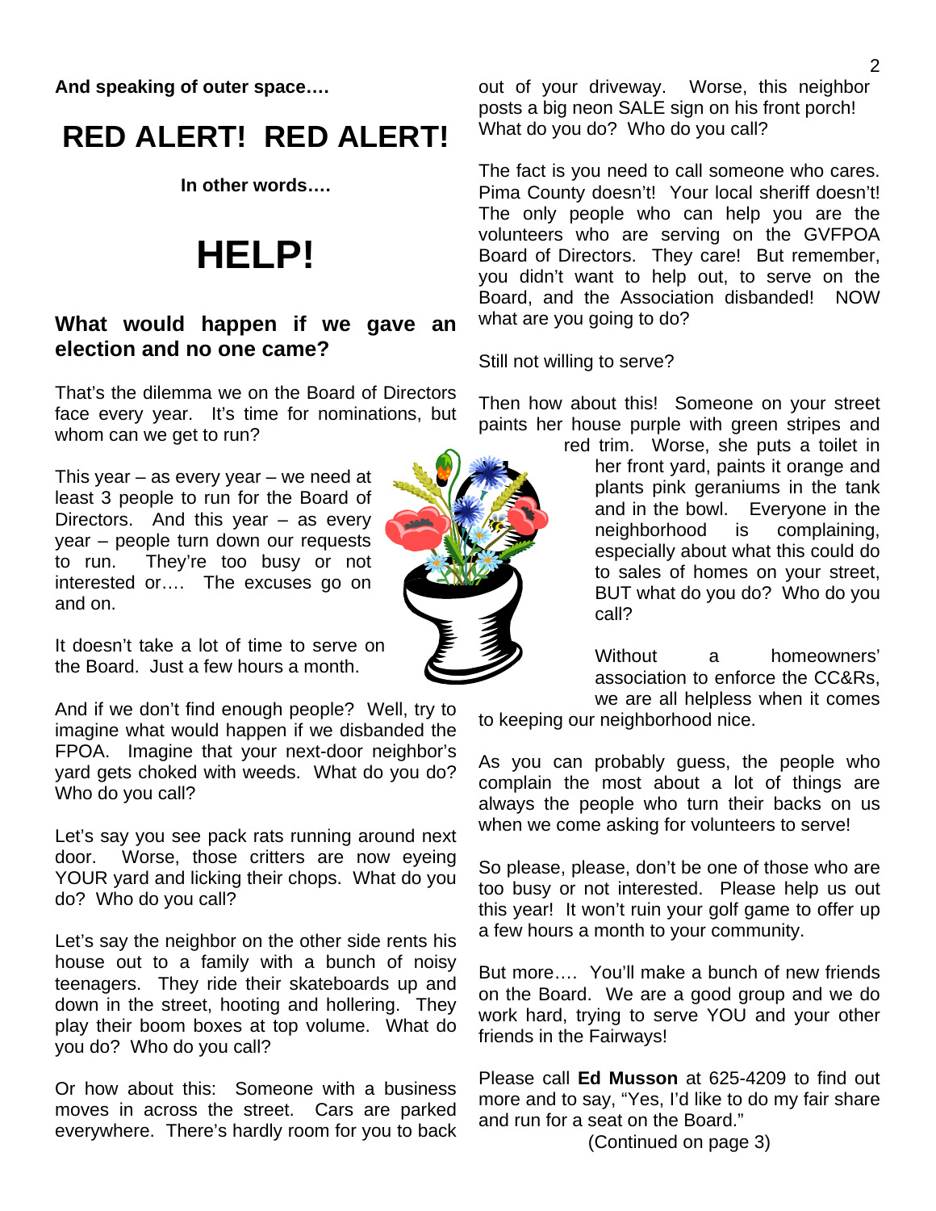**And speaking of outer space….**

# RED ALERT! RED ALERT!

**In other words….**

# HELP!

### What would happen if we gave an election and no one came?

That's the dilemma we on the Board of Directors face every year. It's time for nominations, but whom can we get to run?

This year – as every year – we need at least 3 people to run for the Board of Directors. And this year – as every year – people turn down our requests to run. They're too busy or not interested or…. The excuses go on and on.

It doesn't take a lot of time to serve on the Board. Just a few hours a month.

And if we don't find enough people? Well, try to imagine what would happen if we disbanded the FPOA. Imagine that your next-door neighbor's yard gets choked with weeds. What do you do? Who do you call?

Let's say you see pack rats running around next door. Worse, those critters are now eyeing YOUR yard and licking their chops. What do you do? Who do you call?

Let's say the neighbor on the other side rents his house out to a family with a bunch of noisy teenagers. They ride their skateboards up and down in the street, hooting and hollering. They play their boom boxes at top volume. What do you do? Who do you call?

Or how about this: Someone with a business moves in across the street. Cars are parked everywhere. There's hardly room for you to back out of your driveway. Worse, this neighbor posts a big neon SALE sign on his front porch! What do you do? Who do you call?

The fact is you need to call someone who cares. Pima County doesn't! Your local sheriff doesn't! The only people who can help you are the volunteers who are serving on the GVFPOA Board of Directors. They care! But remember, you didn't want to help out, to serve on the Board, and the Association disbanded! NOW what are you going to do?

Still not willing to serve?

Then how about this! Someone on your street paints her house purple with green stripes and red trim. Worse, she puts a toilet in her front yard, paints it orange and plants pink geraniums in the tank and in the bowl. Everyone in the neighborhood is complaining, especially about what this could do to sales of homes on your street, BUT what do you do? Who do you call?

Without a homeowners' association to enforce the CC&Rs, we are all helpless when it comes to keeping our neighborhood nice.

As you can probably guess, the people who complain the most about a lot of things are always the people who turn their backs on us when we come asking for volunteers to serve!

So please, please, don't be one of those who are too busy or not interested. Please help us out this year! It won't ruin your golf game to offer up a few hours a month to your community.

But more…. You'll make a bunch of new friends on the Board. We are a good group and we do work hard, trying to serve YOU and your other friends in the Fairways!

Please call **Ed Musson** at 625-4209 to find out more and to say, "Yes, I'd like to do my fair share and run for a seat on the Board."

(Continued on page 3)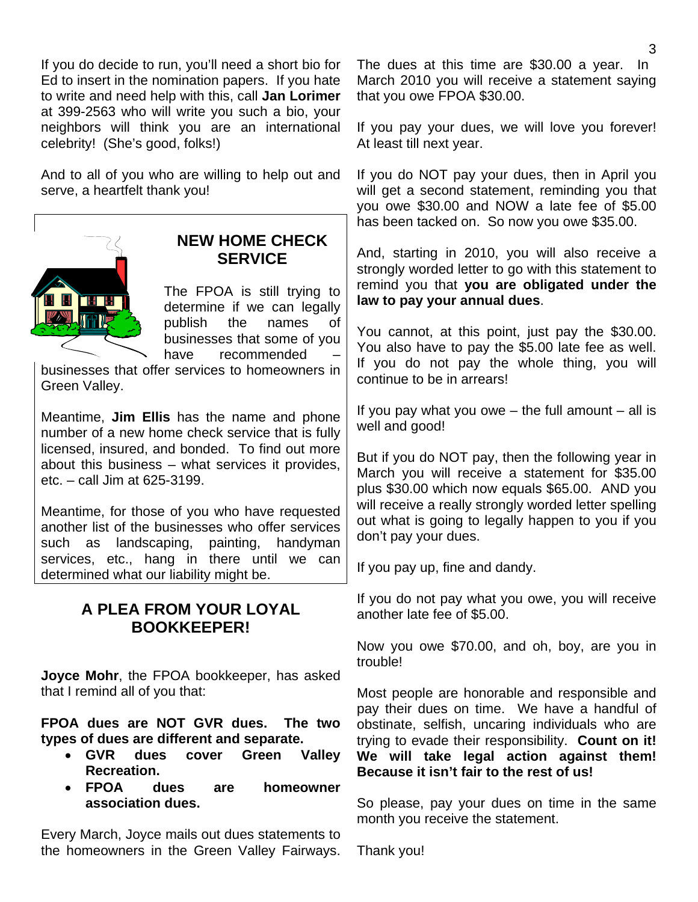If you do decide to run, you'll need a short bio for Ed to insert in the nomination papers. If you hate to write and need help with this, call **Jan Lorimer** at 399-2563 who will write you such a bio, your neighbors will think you are an international celebrity! (She's good, folks!)

And to all of you who are willing to help out and serve, a heartfelt thank you!

## NEW HOME CHECK SERVICE

The FPOA is still trying to determine if we can legally publish the names of businesses that some of you have recommended – businesses that offer services to homeowners in Green Valley.

Meantime, **Jim Ellis** has the name and phone number of a new home check service that is fully licensed, insured, and bonded. To find out more about this business – what services it provides, etc. – call Jim at 625-3199.

Meantime, for those of you who have requested another list of the businesses who offer services such as landscaping, painting, handyman services, etc., hang in there until we can determined what our liability might be.

## A PLEA FROM YOUR LOYAL BOOKKEEPER!

**Joyce Mohr**, the FPOA bookkeeper, has asked that I remind all of you that:

**FPOA dues are NOT GVR dues. The two types of dues are different and separate.**

- **GVR dues cover Green Valley Recreation.**
- **FPOA dues are homeowner association dues.**

Every March, Joyce mails out dues statements to the homeowners in the Green Valley Fairways. The dues at this time are $30.00 a year. In March 2010 you will receive a statement saying that you owe FPOA $30.00.

If you pay your dues, we will love you forever! At least till next year.

If you do NOT pay your dues, then in April you will get a second statement, reminding you that you owe $30.00 and NOW a late fee of $5.00 has been tacked on. So now you owe $35.00.

And, starting in 2010, you will also receive a strongly worded letter to go with this statement to remind you that **you are obligated under the law to pay your annual dues**.

You cannot, at this point, just pay the $30.00. You also have to pay the $5.00 late fee as well. If you do not pay the whole thing, you will continue to be in arrears!

If you pay what you owe – the full amount – all is well and good!

But if you do NOT pay, then the following year in March you will receive a statement for $35.00 plus $30.00 which now equals $65.00. AND you will receive a really strongly worded letter spelling out what is going to legally happen to you if you don't pay your dues.

If you pay up, fine and dandy.

If you do not pay what you owe, you will receive another late fee of $5.00.

Now you owe $70.00, and oh, boy, are you in trouble!

Most people are honorable and responsible and pay their dues on time. We have a handful of obstinate, selfish, uncaring individuals who are trying to evade their responsibility. **Count on it! We will take legal action against them! Because it isn't fair to the rest of us!**

So please, pay your dues on time in the same month you receive the statement.

Thank you!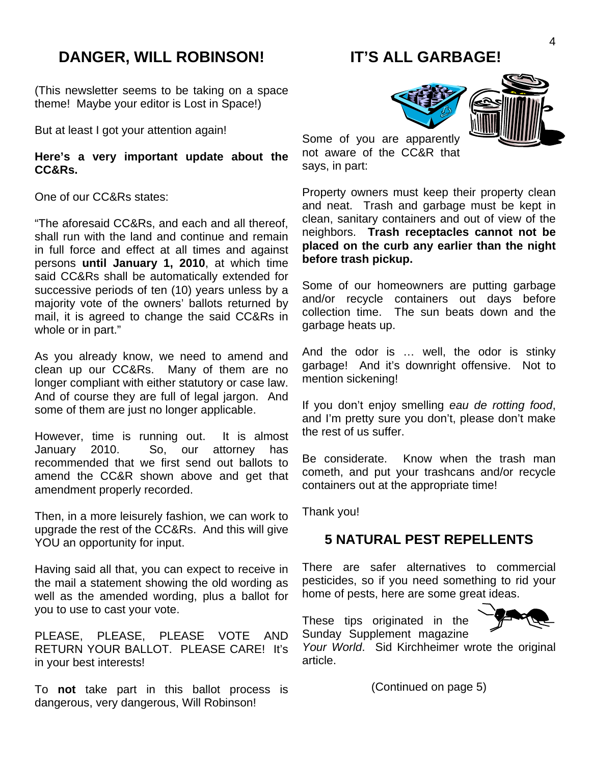## DANGER, WILL ROBINSON!

(This newsletter seems to be taking on a space theme! Maybe your editor is Lost in Space!)

But at least I got your attention again!

**Here's a very important update about the CC&Rs.**

One of our CC&Rs states:

"The aforesaid CC&Rs, and each and all thereof, shall run with the land and continue and remain in full force and effect at all times and against persons **until January 1, 2010**, at which time said CC&Rs shall be automatically extended for successive periods of ten (10) years unless by a majority vote of the owners' ballots returned by mail, it is agreed to change the said CC&Rs in whole or in part."

As you already know, we need to amend and clean up our CC&Rs. Many of them are no longer compliant with either statutory or case law. And of course they are full of legal jargon. And some of them are just no longer applicable.

However, time is running out. It is almost January 2010. So, our attorney has recommended that we first send out ballots to amend the CC&R shown above and get that amendment properly recorded.

Then, in a more leisurely fashion, we can work to upgrade the rest of the CC&Rs. And this will give YOU an opportunity for input.

Having said all that, you can expect to receive in the mail a statement showing the old wording as well as the amended wording, plus a ballot for you to use to cast your vote.

PLEASE, PLEASE, PLEASE VOTE AND RETURN YOUR BALLOT. PLEASE CARE! It's in your best interests!

To **not** take part in this ballot process is dangerous, very dangerous, Will Robinson!

## IT'S ALL GARBAGE!

Some of you are apparently not aware of the CC&R that says, in part:

Property owners must keep their property clean and neat. Trash and garbage must be kept in clean, sanitary containers and out of view of the neighbors. **Trash receptacles cannot not be placed on the curb any earlier than the night before trash pickup.**

Some of our homeowners are putting garbage and/or recycle containers out days before collection time. The sun beats down and the garbage heats up.

And the odor is … well, the odor is stinky garbage! And it's downright offensive. Not to mention sickening!

If you don't enjoy smelling *eau de rotting food*, and I'm pretty sure you don't, please don't make the rest of us suffer.

Be considerate. Know when the trash man cometh, and put your trashcans and/or recycle containers out at the appropriate time!

Thank you!

## 5 NATURAL PEST REPELLENTS

There are safer alternatives to commercial pesticides, so if you need something to rid your home of pests, here are some great ideas.

These tips originated in the Sunday Supplement magazine *Your World*. Sid Kirchheimer wrote the original article.

(Continued on page 5)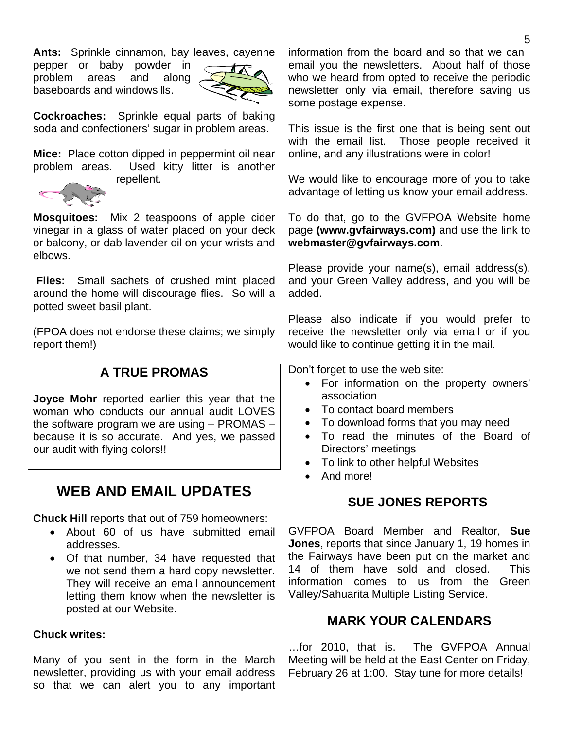**Ants:** Sprinkle cinnamon, bay leaves, cayenne pepper or baby powder in problem areas and along baseboards and windowsills.

**Cockroaches:** Sprinkle equal parts of baking soda and confectioners' sugar in problem areas.

**Mice:** Place cotton dipped in peppermint oil near problem areas. Used kitty litter is another repellent.

**Mosquitoes:** Mix 2 teaspoons of apple cider vinegar in a glass of water placed on your deck or balcony, or dab lavender oil on your wrists and elbows.

**Flies:** Small sachets of crushed mint placed around the home will discourage flies. So will a potted sweet basil plant.

(FPOA does not endorse these claims; we simply report them!)

## A TRUE PROMAS

**Joyce Mohr** reported earlier this year that the woman who conducts our annual audit LOVES the software program we are using – PROMAS – because it is so accurate. And yes, we passed our audit with flying colors!!

## WEB AND EMAIL UPDATES

**Chuck Hill** reports that out of 759 homeowners:

- About 60 of us have submitted email addresses.
- Of that number, 34 have requested that we not send them a hard copy newsletter. They will receive an email announcement letting them know when the newsletter is posted at our Website.

**Chuck writes:**

Many of you sent in the form in the March newsletter, providing us with your email address so that we can alert you to any important information from the board and so that we can email you the newsletters. About half of those who we heard from opted to receive the periodic newsletter only via email, therefore saving us some postage expense.

This issue is the first one that is being sent out with the email list. Those people received it online, and any illustrations were in color!

We would like to encourage more of you to take advantage of letting us know your email address.

To do that, go to the GVFPOA Website home page **(www.gvfairways.com)** and use the link to **webmaster@gvfairways.com**.

Please provide your name(s), email address(s), and your Green Valley address, and you will be added.

Please also indicate if you would prefer to receive the newsletter only via email or if you would like to continue getting it in the mail.

Don't forget to use the web site:

- For information on the property owners' association
- To contact board members
- To download forms that you may need
- To read the minutes of the Board of Directors' meetings
- To link to other helpful Websites
- And more!

## SUE JONES REPORTS

GVFPOA Board Member and Realtor, **Sue Jones**, reports that since January 1, 19 homes in the Fairways have been put on the market and 14 of them have sold and closed. This information comes to us from the Green Valley/Sahuarita Multiple Listing Service.

## MARK YOUR CALENDARS

…for 2010, that is. The GVFPOA Annual Meeting will be held at the East Center on Friday, February 26 at 1:00. Stay tune for more details!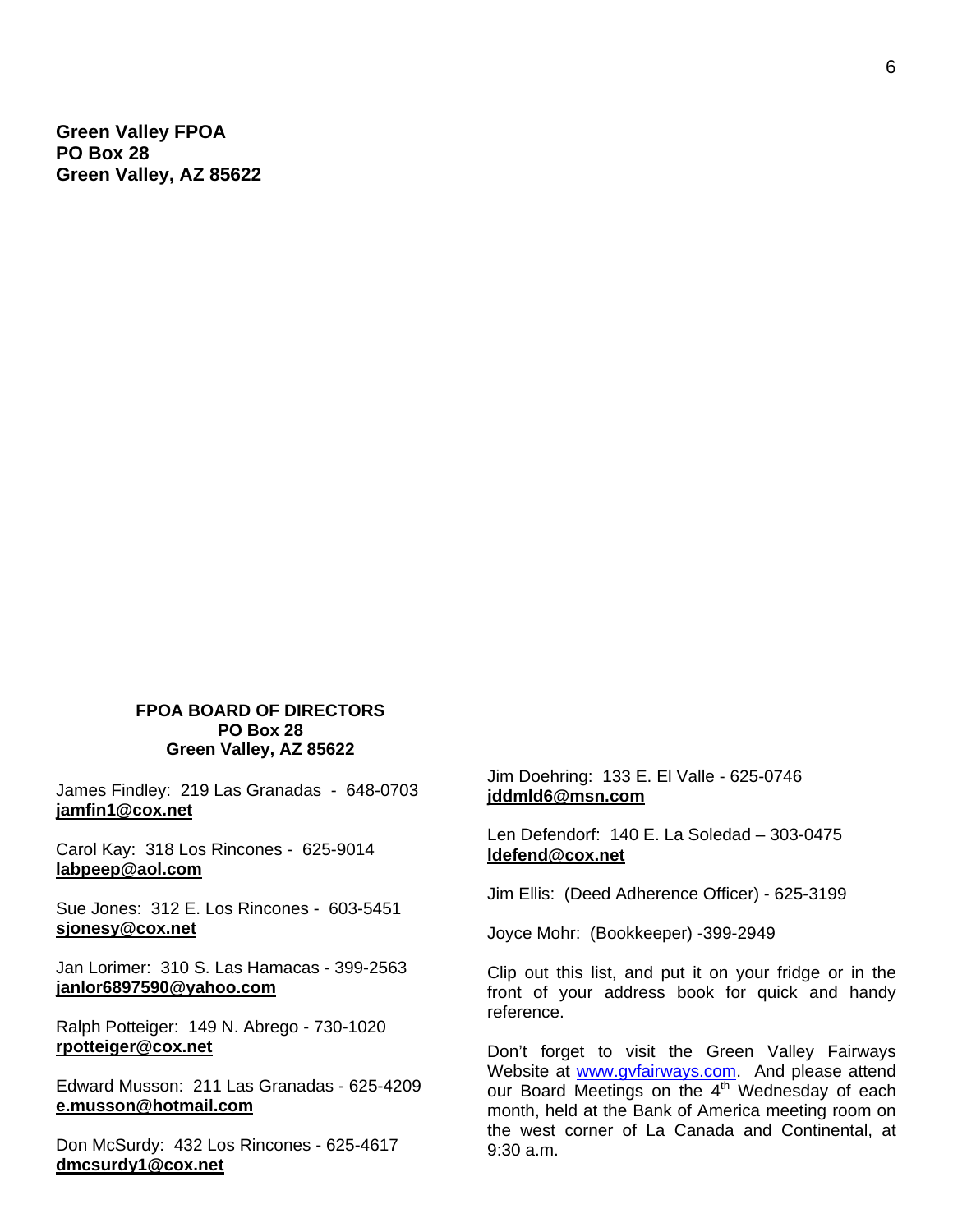**Green Valley FPOA**
**PO Box 28**
**Green Valley, AZ 85622**

**FPOA BOARD OF DIRECTORS**
**PO Box 28**
**Green Valley, AZ 85622**

James Findley: 219 Las Granadas - 648-0703
**jamfin1@cox.net**

Carol Kay: 318 Los Rincones - 625-9014
**labpeep@aol.com**

Sue Jones: 312 E. Los Rincones - 603-5451
**sjonesy@cox.net**

Jan Lorimer: 310 S. Las Hamacas - 399-2563
**janlor6897590@yahoo.com**

Ralph Potteiger: 149 N. Abrego - 730-1020
**rpotteiger@cox.net**

Edward Musson: 211 Las Granadas - 625-4209
**e.musson@hotmail.com**

Don McSurdy: 432 Los Rincones - 625-4617
**dmcsurdy1@cox.net**

Jim Doehring: 133 E. El Valle - 625-0746
**jddmld6@msn.com**

Len Defendorf: 140 E. La Soledad – 303-0475
**ldefend@cox.net**

Jim Ellis: (Deed Adherence Officer) - 625-3199

Joyce Mohr: (Bookkeeper) -399-2949

Clip out this list, and put it on your fridge or in the front of your address book for quick and handy reference.

Don't forget to visit the Green Valley Fairways Website at www.gvfairways.com. And please attend our Board Meetings on the 4th Wednesday of each month, held at the Bank of America meeting room on the west corner of La Canada and Continental, at 9:30 a.m.